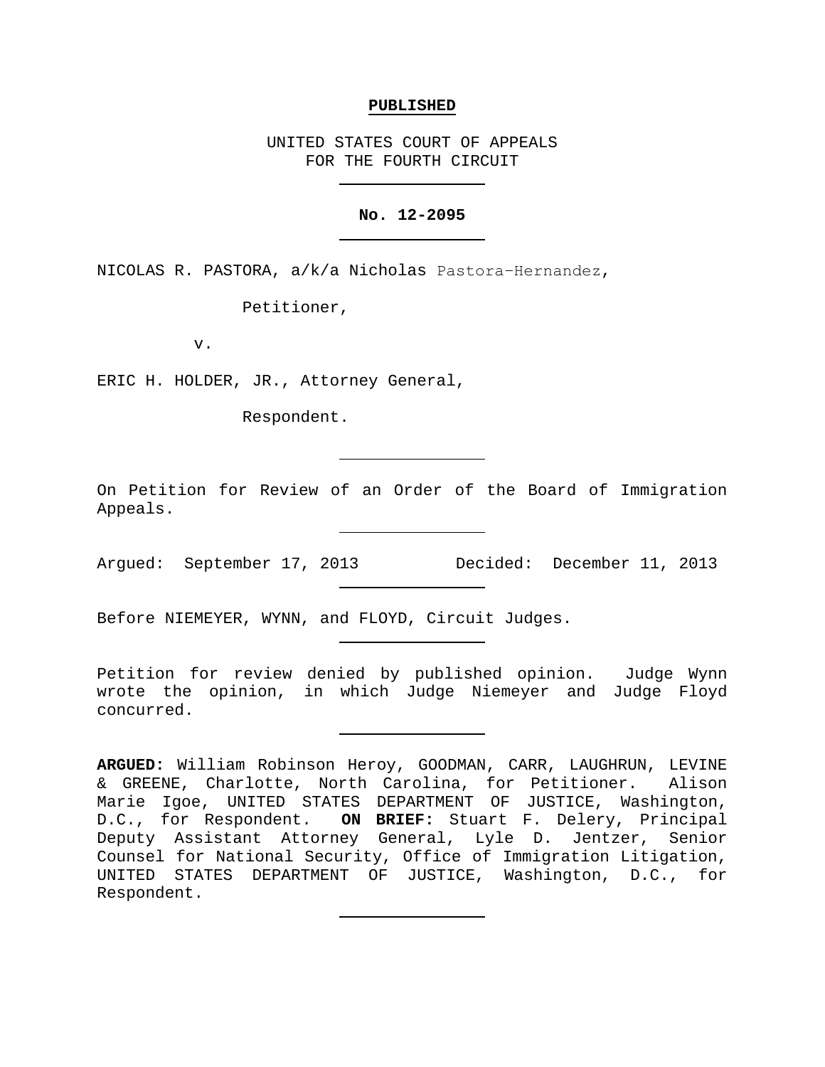**PUBLISHED**

UNITED STATES COURT OF APPEALS
FOR THE FOURTH CIRCUIT

---

**No. 12-2095**

---

NICOLAS R. PASTORA, a/k/a Nicholas Pastora-Hernandez,

Petitioner,

v.

ERIC H. HOLDER, JR., Attorney General,

Respondent.

---

On Petition for Review of an Order of the Board of Immigration Appeals.

---

Argued: September 17, 2013 Decided: December 11, 2013

---

Before NIEMEYER, WYNN, and FLOYD, Circuit Judges.

---

Petition for review denied by published opinion. Judge Wynn wrote the opinion, in which Judge Niemeyer and Judge Floyd concurred.

---

**ARGUED:** William Robinson Heroy, GOODMAN, CARR, LAUGHRUN, LEVINE & GREENE, Charlotte, North Carolina, for Petitioner. Alison Marie Igoe, UNITED STATES DEPARTMENT OF JUSTICE, Washington, D.C., for Respondent. **ON BRIEF:** Stuart F. Delery, Principal Deputy Assistant Attorney General, Lyle D. Jentzer, Senior Counsel for National Security, Office of Immigration Litigation, UNITED STATES DEPARTMENT OF JUSTICE, Washington, D.C., for Respondent.

---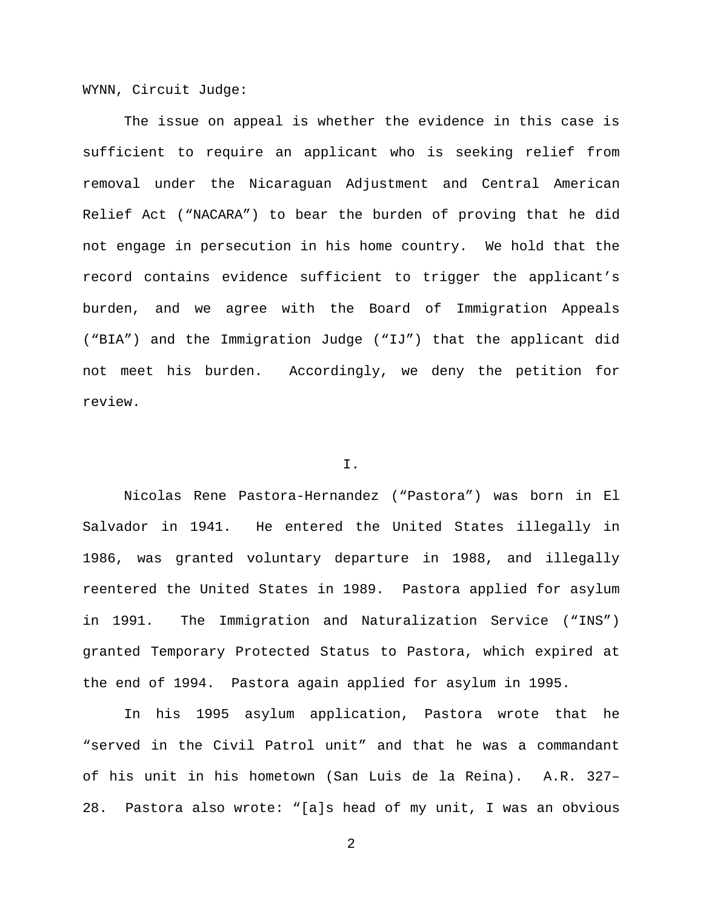WYNN, Circuit Judge:

The issue on appeal is whether the evidence in this case is sufficient to require an applicant who is seeking relief from removal under the Nicaraguan Adjustment and Central American Relief Act ("NACARA") to bear the burden of proving that he did not engage in persecution in his home country. We hold that the record contains evidence sufficient to trigger the applicant's burden, and we agree with the Board of Immigration Appeals ("BIA") and the Immigration Judge ("IJ") that the applicant did not meet his burden. Accordingly, we deny the petition for review.

## I.

Nicolas Rene Pastora-Hernandez ("Pastora") was born in El Salvador in 1941. He entered the United States illegally in 1986, was granted voluntary departure in 1988, and illegally reentered the United States in 1989. Pastora applied for asylum in 1991. The Immigration and Naturalization Service ("INS") granted Temporary Protected Status to Pastora, which expired at the end of 1994. Pastora again applied for asylum in 1995.

In his 1995 asylum application, Pastora wrote that he "served in the Civil Patrol unit" and that he was a commandant of his unit in his hometown (San Luis de la Reina). A.R. 327–28. Pastora also wrote: "[a]s head of my unit, I was an obvious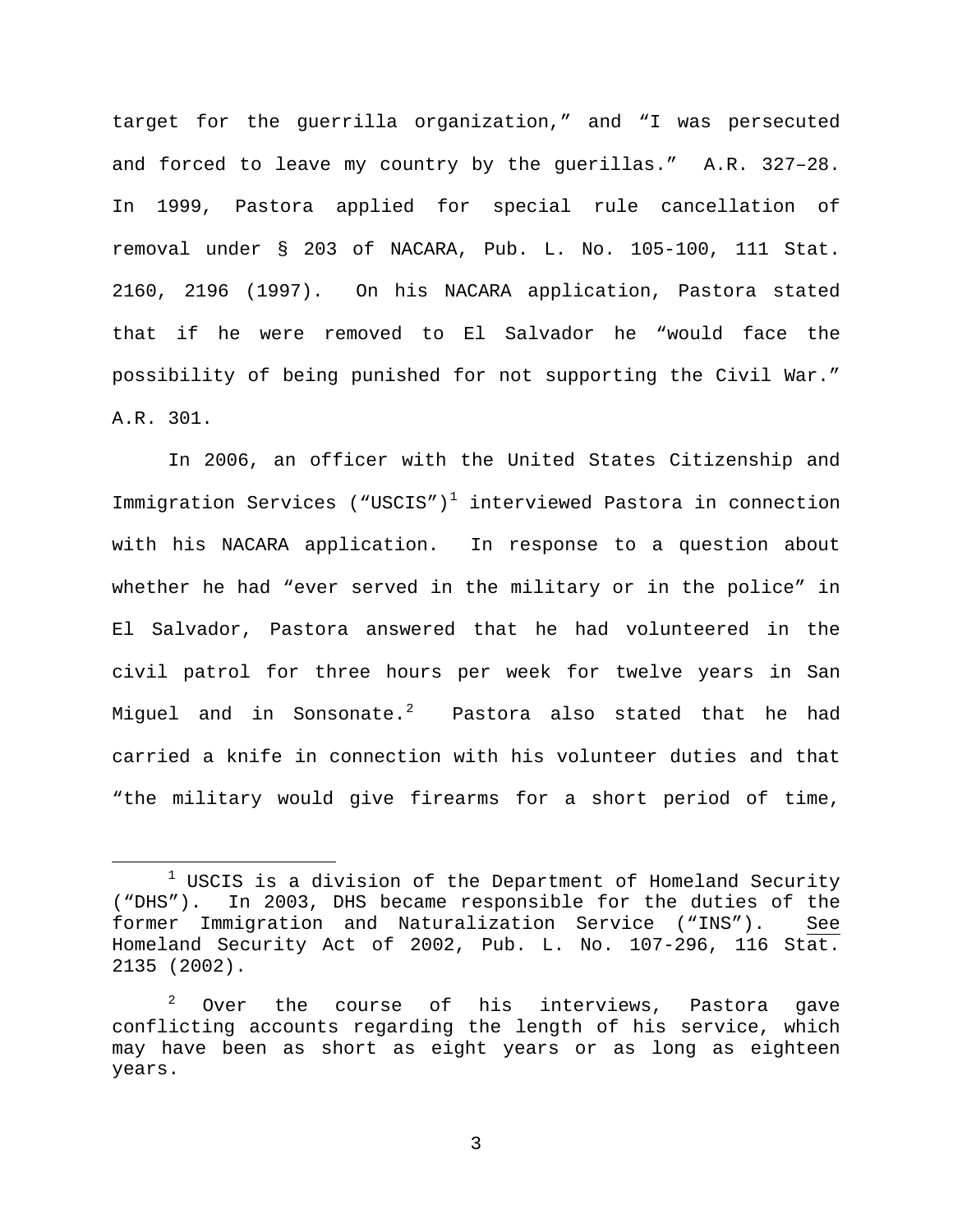target for the guerrilla organization," and "I was persecuted and forced to leave my country by the guerillas." A.R. 327–28. In 1999, Pastora applied for special rule cancellation of removal under § 203 of NACARA, Pub. L. No. 105-100, 111 Stat. 2160, 2196 (1997). On his NACARA application, Pastora stated that if he were removed to El Salvador he "would face the possibility of being punished for not supporting the Civil War." A.R. 301.

In 2006, an officer with the United States Citizenship and Immigration Services ("USCIS")[1] interviewed Pastora in connection with his NACARA application. In response to a question about whether he had "ever served in the military or in the police" in El Salvador, Pastora answered that he had volunteered in the civil patrol for three hours per week for twelve years in San Miguel and in Sonsonate.[2] Pastora also stated that he had carried a knife in connection with his volunteer duties and that "the military would give firearms for a short period of time,

---

[1] USCIS is a division of the Department of Homeland Security ("DHS"). In 2003, DHS became responsible for the duties of the former Immigration and Naturalization Service ("INS"). See Homeland Security Act of 2002, Pub. L. No. 107-296, 116 Stat. 2135 (2002).

[2] Over the course of his interviews, Pastora gave conflicting accounts regarding the length of his service, which may have been as short as eight years or as long as eighteen years.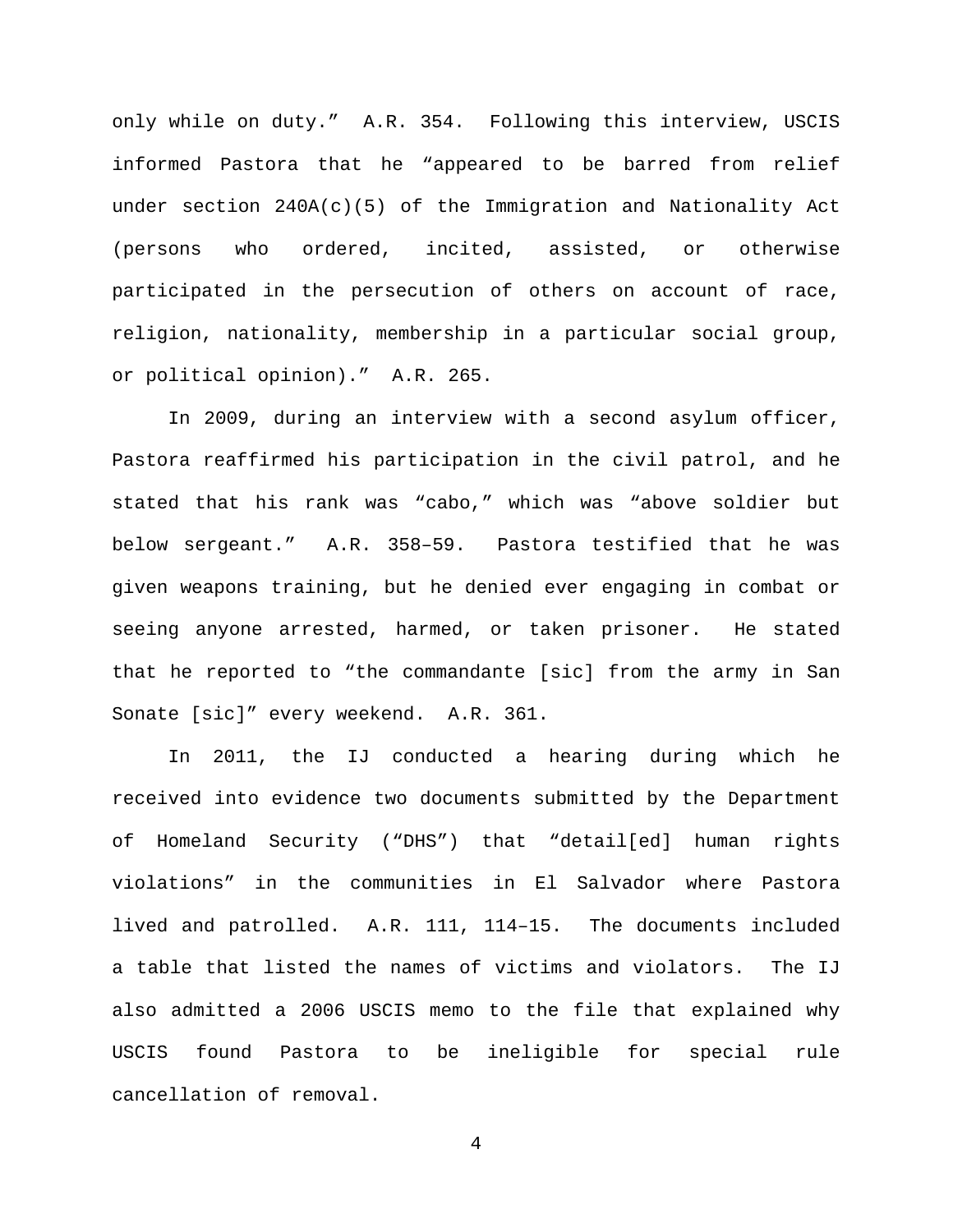only while on duty." A.R. 354. Following this interview, USCIS informed Pastora that he "appeared to be barred from relief under section 240A(c)(5) of the Immigration and Nationality Act (persons who ordered, incited, assisted, or otherwise participated in the persecution of others on account of race, religion, nationality, membership in a particular social group, or political opinion)." A.R. 265.

In 2009, during an interview with a second asylum officer, Pastora reaffirmed his participation in the civil patrol, and he stated that his rank was "cabo," which was "above soldier but below sergeant." A.R. 358–59. Pastora testified that he was given weapons training, but he denied ever engaging in combat or seeing anyone arrested, harmed, or taken prisoner. He stated that he reported to "the commandante [sic] from the army in San Sonate [sic]" every weekend. A.R. 361.

In 2011, the IJ conducted a hearing during which he received into evidence two documents submitted by the Department of Homeland Security ("DHS") that "detail[ed] human rights violations" in the communities in El Salvador where Pastora lived and patrolled. A.R. 111, 114–15. The documents included a table that listed the names of victims and violators. The IJ also admitted a 2006 USCIS memo to the file that explained why USCIS found Pastora to be ineligible for special rule cancellation of removal.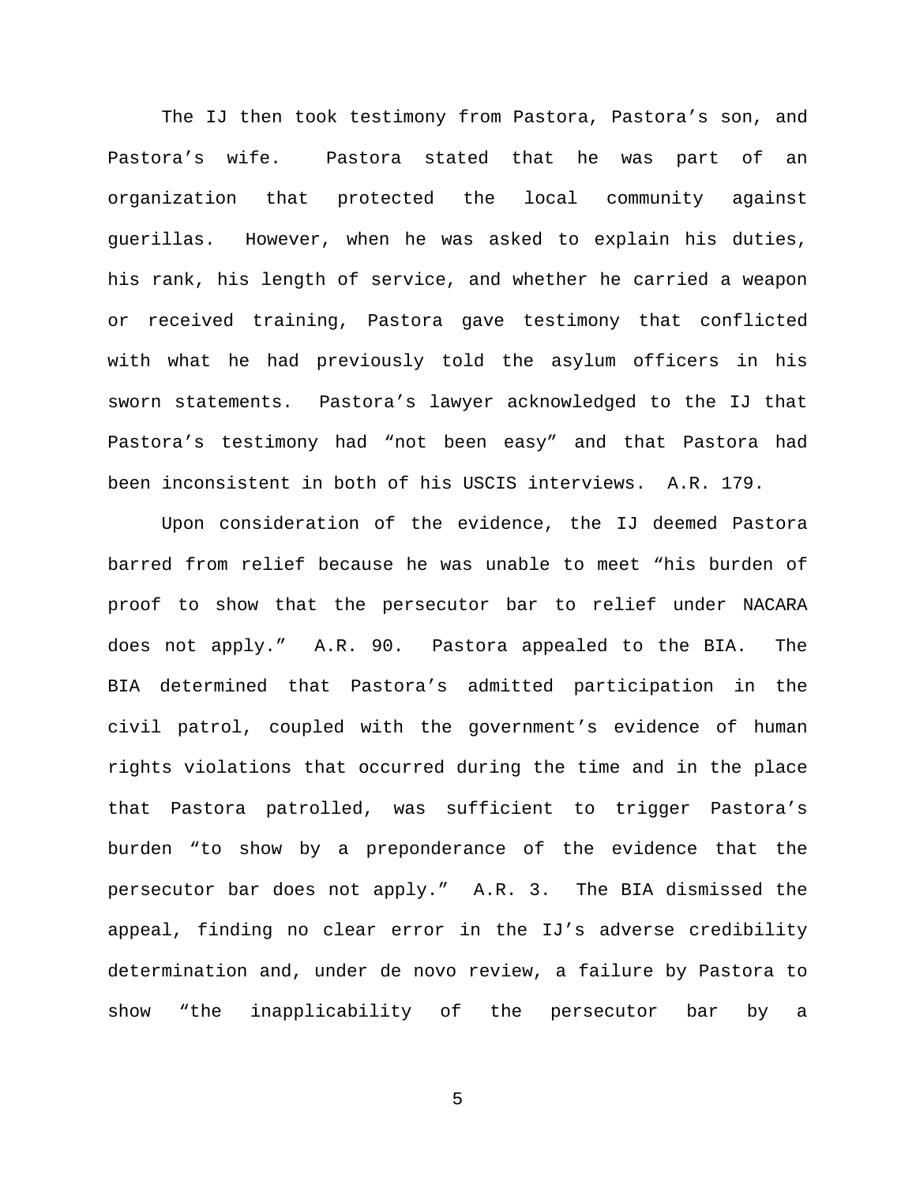The IJ then took testimony from Pastora, Pastora's son, and Pastora's wife. Pastora stated that he was part of an organization that protected the local community against guerillas. However, when he was asked to explain his duties, his rank, his length of service, and whether he carried a weapon or received training, Pastora gave testimony that conflicted with what he had previously told the asylum officers in his sworn statements. Pastora's lawyer acknowledged to the IJ that Pastora's testimony had "not been easy" and that Pastora had been inconsistent in both of his USCIS interviews. A.R. 179.

Upon consideration of the evidence, the IJ deemed Pastora barred from relief because he was unable to meet "his burden of proof to show that the persecutor bar to relief under NACARA does not apply." A.R. 90. Pastora appealed to the BIA. The BIA determined that Pastora's admitted participation in the civil patrol, coupled with the government's evidence of human rights violations that occurred during the time and in the place that Pastora patrolled, was sufficient to trigger Pastora's burden "to show by a preponderance of the evidence that the persecutor bar does not apply." A.R. 3. The BIA dismissed the appeal, finding no clear error in the IJ's adverse credibility determination and, under de novo review, a failure by Pastora to show "the inapplicability of the persecutor bar by a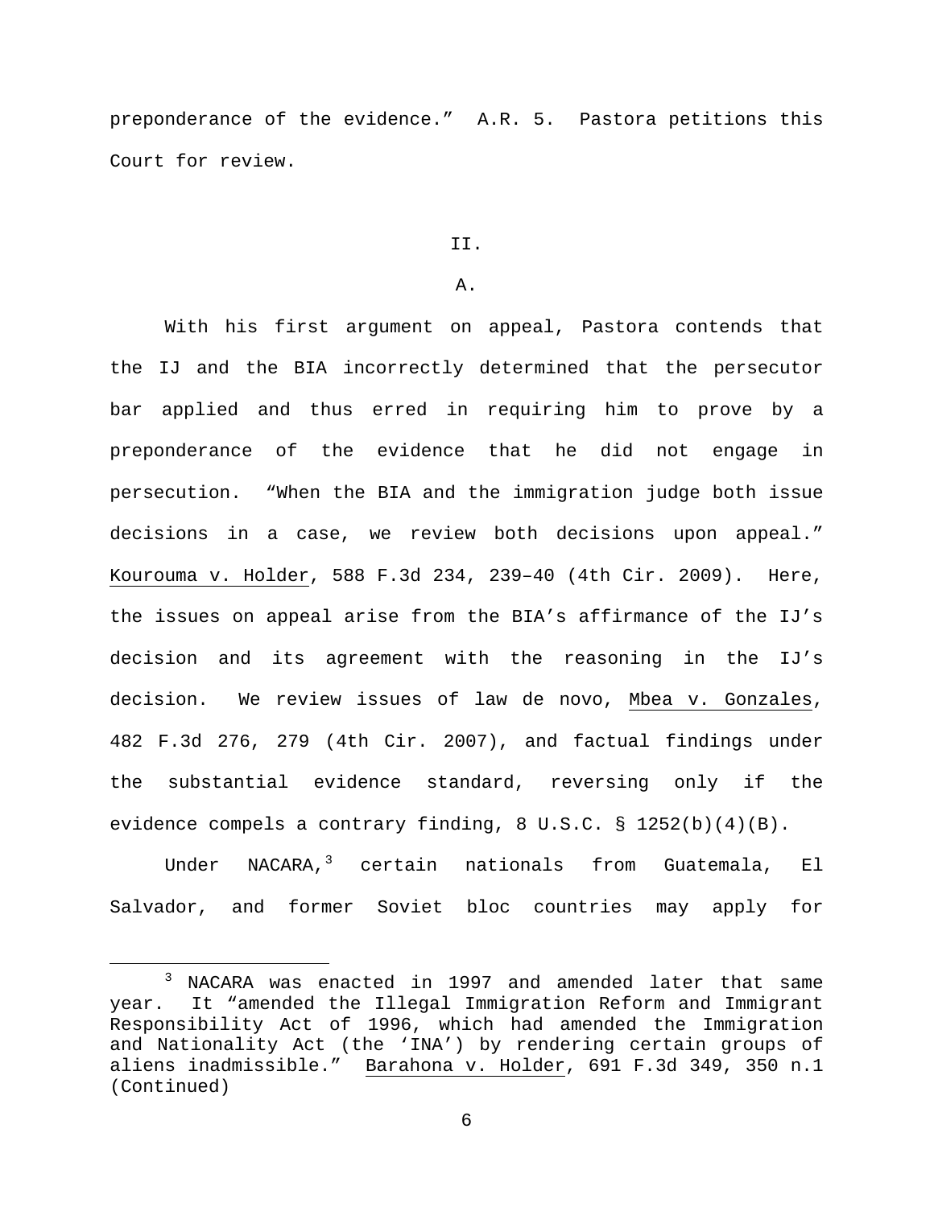preponderance of the evidence." A.R. 5. Pastora petitions this Court for review.

## II.

### A.

With his first argument on appeal, Pastora contends that the IJ and the BIA incorrectly determined that the persecutor bar applied and thus erred in requiring him to prove by a preponderance of the evidence that he did not engage in persecution. "When the BIA and the immigration judge both issue decisions in a case, we review both decisions upon appeal." Kourouma v. Holder, 588 F.3d 234, 239–40 (4th Cir. 2009). Here, the issues on appeal arise from the BIA's affirmance of the IJ's decision and its agreement with the reasoning in the IJ's decision. We review issues of law de novo, Mbea v. Gonzales, 482 F.3d 276, 279 (4th Cir. 2007), and factual findings under the substantial evidence standard, reversing only if the evidence compels a contrary finding, 8 U.S.C. § 1252(b)(4)(B).

Under NACARA,[3] certain nationals from Guatemala, El Salvador, and former Soviet bloc countries may apply for

[3] NACARA was enacted in 1997 and amended later that same year. It "amended the Illegal Immigration Reform and Immigrant Responsibility Act of 1996, which had amended the Immigration and Nationality Act (the 'INA') by rendering certain groups of aliens inadmissible." Barahona v. Holder, 691 F.3d 349, 350 n.1 (Continued)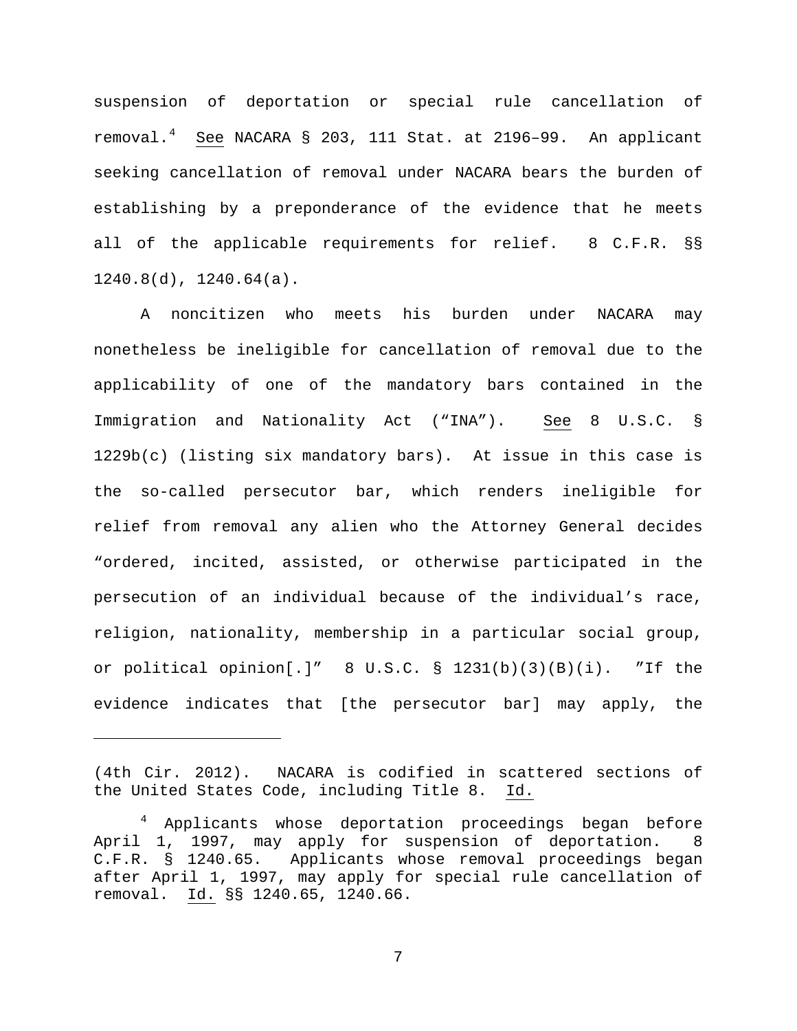suspension of deportation or special rule cancellation of removal.[4] See NACARA § 203, 111 Stat. at 2196–99. An applicant seeking cancellation of removal under NACARA bears the burden of establishing by a preponderance of the evidence that he meets all of the applicable requirements for relief. 8 C.F.R. §§ 1240.8(d), 1240.64(a).

A noncitizen who meets his burden under NACARA may nonetheless be ineligible for cancellation of removal due to the applicability of one of the mandatory bars contained in the Immigration and Nationality Act ("INA"). See 8 U.S.C. § 1229b(c) (listing six mandatory bars). At issue in this case is the so-called persecutor bar, which renders ineligible for relief from removal any alien who the Attorney General decides "ordered, incited, assisted, or otherwise participated in the persecution of an individual because of the individual's race, religion, nationality, membership in a particular social group, or political opinion[.]" 8 U.S.C. § 1231(b)(3)(B)(i). "If the evidence indicates that [the persecutor bar] may apply, the

---

(4th Cir. 2012). NACARA is codified in scattered sections of the United States Code, including Title 8. Id.

[4] Applicants whose deportation proceedings began before April 1, 1997, may apply for suspension of deportation. 8 C.F.R. § 1240.65. Applicants whose removal proceedings began after April 1, 1997, may apply for special rule cancellation of removal. Id. §§ 1240.65, 1240.66.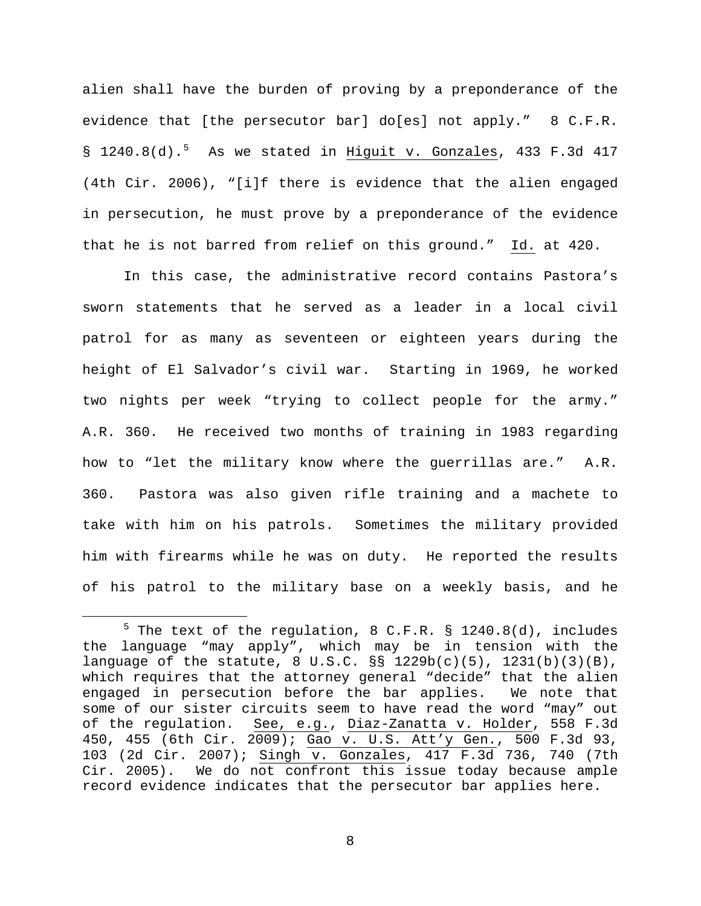alien shall have the burden of proving by a preponderance of the evidence that [the persecutor bar] do[es] not apply." 8 C.F.R. § 1240.8(d).[5] As we stated in Higuit v. Gonzales, 433 F.3d 417 (4th Cir. 2006), "[i]f there is evidence that the alien engaged in persecution, he must prove by a preponderance of the evidence that he is not barred from relief on this ground." Id. at 420.

In this case, the administrative record contains Pastora's sworn statements that he served as a leader in a local civil patrol for as many as seventeen or eighteen years during the height of El Salvador's civil war. Starting in 1969, he worked two nights per week "trying to collect people for the army." A.R. 360. He received two months of training in 1983 regarding how to "let the military know where the guerrillas are." A.R. 360. Pastora was also given rifle training and a machete to take with him on his patrols. Sometimes the military provided him with firearms while he was on duty. He reported the results of his patrol to the military base on a weekly basis, and he

---

[5] The text of the regulation, 8 C.F.R. § 1240.8(d), includes the language "may apply", which may be in tension with the language of the statute, 8 U.S.C. §§ 1229b(c)(5), 1231(b)(3)(B), which requires that the attorney general "decide" that the alien engaged in persecution before the bar applies. We note that some of our sister circuits seem to have read the word "may" out of the regulation. See, e.g., Diaz-Zanatta v. Holder, 558 F.3d 450, 455 (6th Cir. 2009); Gao v. U.S. Att'y Gen., 500 F.3d 93, 103 (2d Cir. 2007); Singh v. Gonzales, 417 F.3d 736, 740 (7th Cir. 2005). We do not confront this issue today because ample record evidence indicates that the persecutor bar applies here.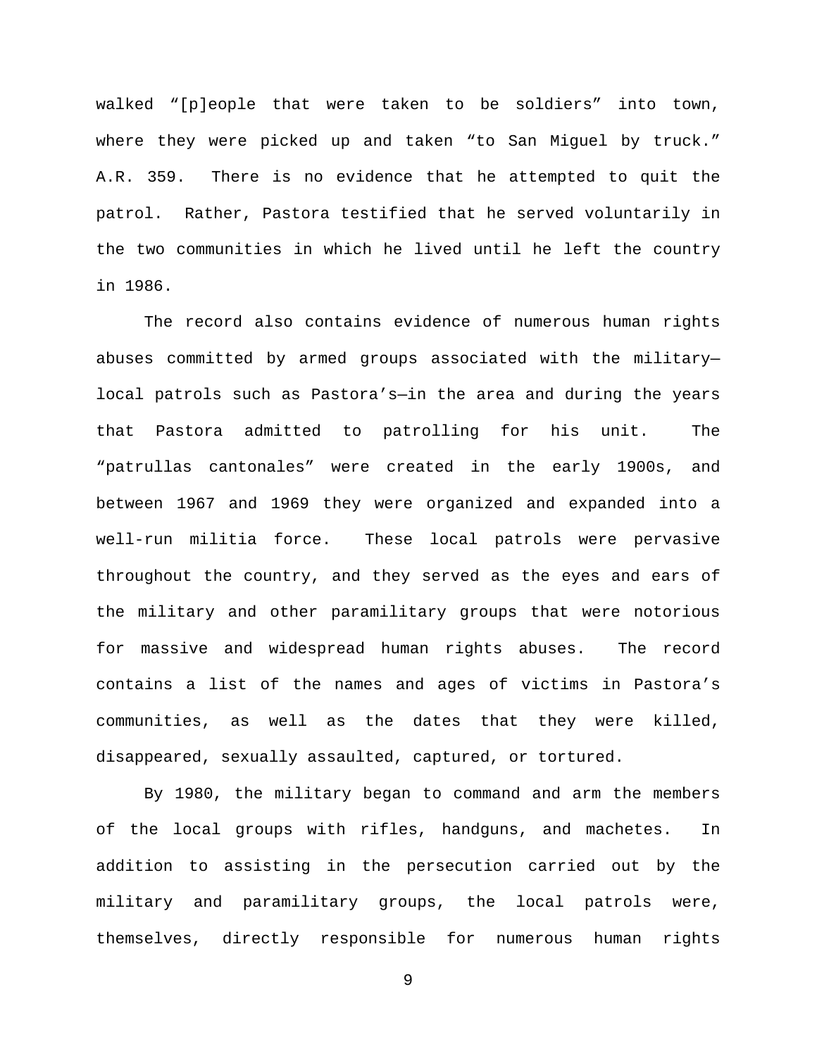walked “[p]eople that were taken to be soldiers” into town, where they were picked up and taken “to San Miguel by truck.” A.R. 359. There is no evidence that he attempted to quit the patrol. Rather, Pastora testified that he served voluntarily in the two communities in which he lived until he left the country in 1986.

The record also contains evidence of numerous human rights abuses committed by armed groups associated with the military—local patrols such as Pastora’s—in the area and during the years that Pastora admitted to patrolling for his unit. The “patrullas cantonales” were created in the early 1900s, and between 1967 and 1969 they were organized and expanded into a well-run militia force. These local patrols were pervasive throughout the country, and they served as the eyes and ears of the military and other paramilitary groups that were notorious for massive and widespread human rights abuses. The record contains a list of the names and ages of victims in Pastora’s communities, as well as the dates that they were killed, disappeared, sexually assaulted, captured, or tortured.

By 1980, the military began to command and arm the members of the local groups with rifles, handguns, and machetes. In addition to assisting in the persecution carried out by the military and paramilitary groups, the local patrols were, themselves, directly responsible for numerous human rights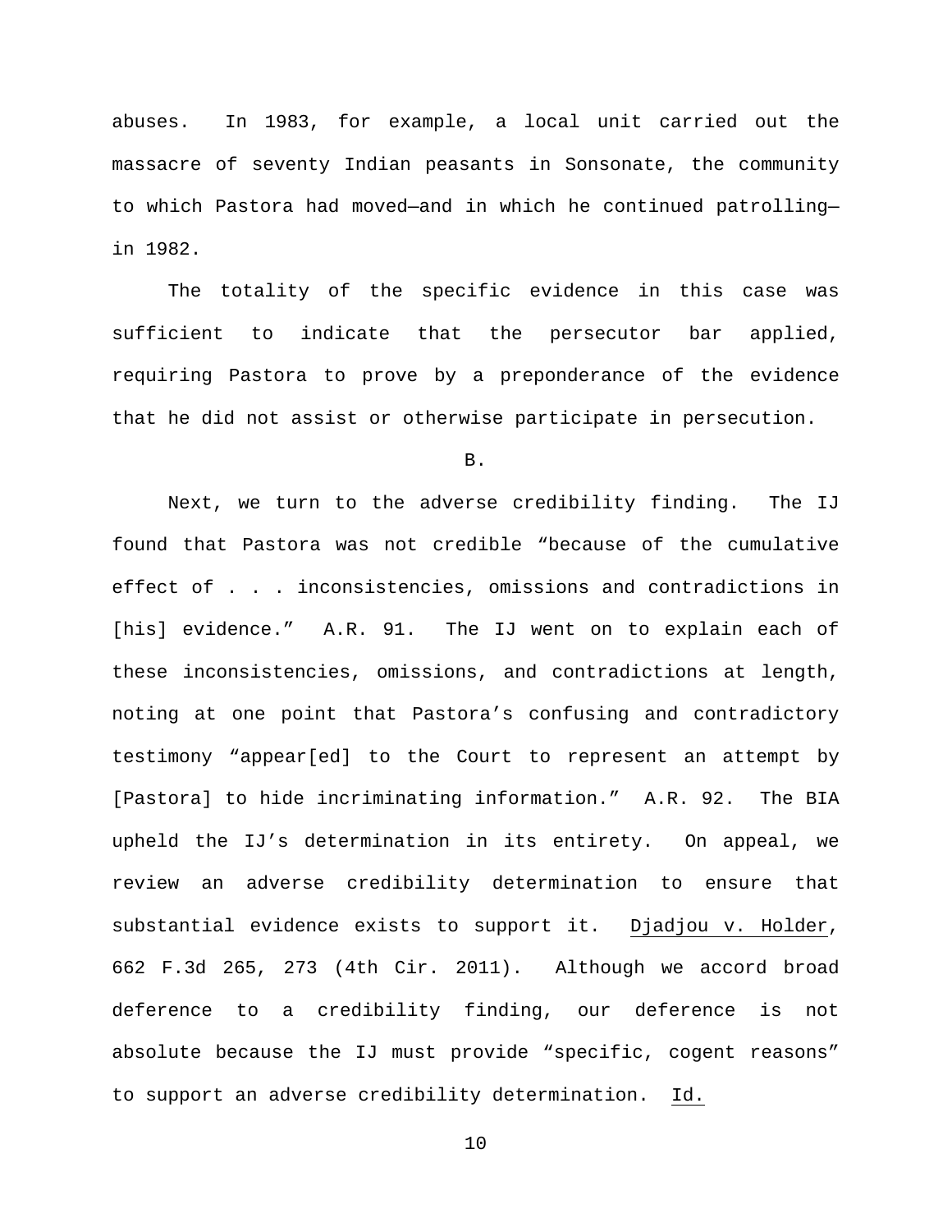abuses. In 1983, for example, a local unit carried out the massacre of seventy Indian peasants in Sonsonate, the community to which Pastora had moved—and in which he continued patrolling—in 1982.

The totality of the specific evidence in this case was sufficient to indicate that the persecutor bar applied, requiring Pastora to prove by a preponderance of the evidence that he did not assist or otherwise participate in persecution.

B.

Next, we turn to the adverse credibility finding. The IJ found that Pastora was not credible "because of the cumulative effect of . . . inconsistencies, omissions and contradictions in [his] evidence." A.R. 91. The IJ went on to explain each of these inconsistencies, omissions, and contradictions at length, noting at one point that Pastora's confusing and contradictory testimony "appear[ed] to the Court to represent an attempt by [Pastora] to hide incriminating information." A.R. 92. The BIA upheld the IJ's determination in its entirety. On appeal, we review an adverse credibility determination to ensure that substantial evidence exists to support it. Djadjou v. Holder, 662 F.3d 265, 273 (4th Cir. 2011). Although we accord broad deference to a credibility finding, our deference is not absolute because the IJ must provide "specific, cogent reasons" to support an adverse credibility determination. Id.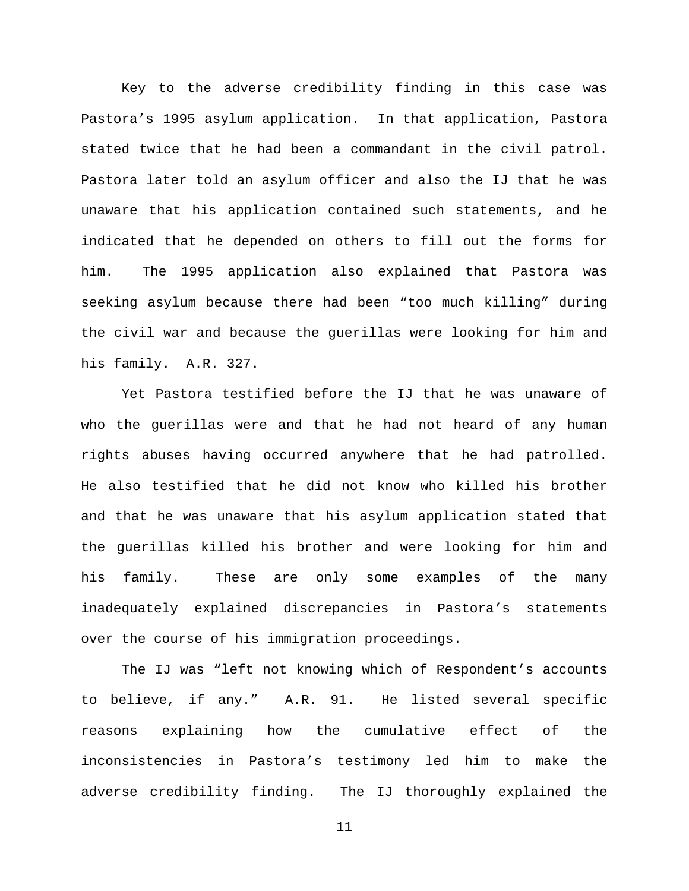Key to the adverse credibility finding in this case was Pastora's 1995 asylum application. In that application, Pastora stated twice that he had been a commandant in the civil patrol. Pastora later told an asylum officer and also the IJ that he was unaware that his application contained such statements, and he indicated that he depended on others to fill out the forms for him. The 1995 application also explained that Pastora was seeking asylum because there had been "too much killing" during the civil war and because the guerillas were looking for him and his family. A.R. 327.

Yet Pastora testified before the IJ that he was unaware of who the guerillas were and that he had not heard of any human rights abuses having occurred anywhere that he had patrolled. He also testified that he did not know who killed his brother and that he was unaware that his asylum application stated that the guerillas killed his brother and were looking for him and his family. These are only some examples of the many inadequately explained discrepancies in Pastora's statements over the course of his immigration proceedings.

The IJ was "left not knowing which of Respondent's accounts to believe, if any." A.R. 91. He listed several specific reasons explaining how the cumulative effect of the inconsistencies in Pastora's testimony led him to make the adverse credibility finding. The IJ thoroughly explained the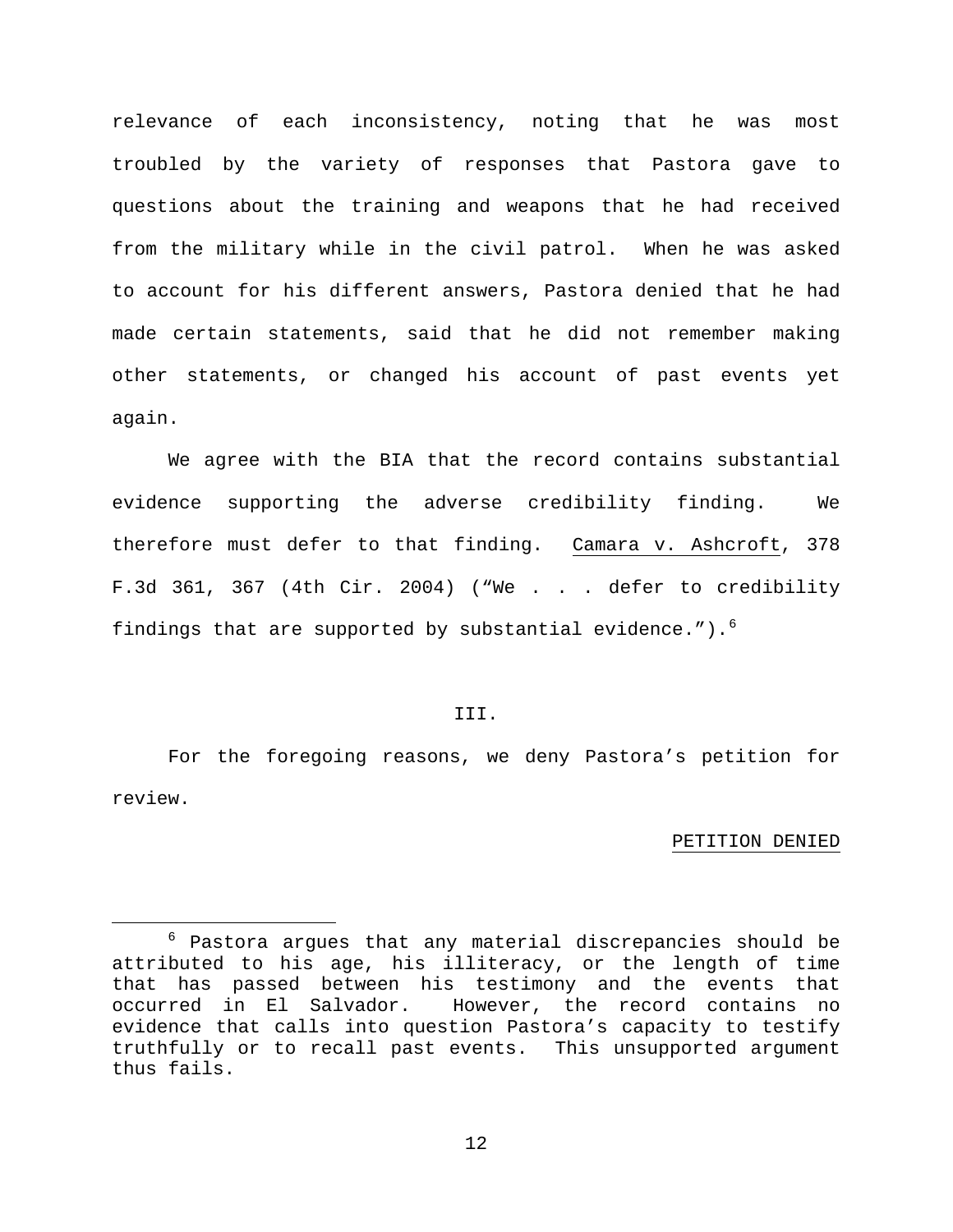relevance of each inconsistency, noting that he was most troubled by the variety of responses that Pastora gave to questions about the training and weapons that he had received from the military while in the civil patrol. When he was asked to account for his different answers, Pastora denied that he had made certain statements, said that he did not remember making other statements, or changed his account of past events yet again.

We agree with the BIA that the record contains substantial evidence supporting the adverse credibility finding. We therefore must defer to that finding. Camara v. Ashcroft, 378 F.3d 361, 367 (4th Cir. 2004) ("We . . . defer to credibility findings that are supported by substantial evidence.").[6]

## III.

For the foregoing reasons, we deny Pastora's petition for review.

PETITION DENIED

---

[6] Pastora argues that any material discrepancies should be attributed to his age, his illiteracy, or the length of time that has passed between his testimony and the events that occurred in El Salvador. However, the record contains no evidence that calls into question Pastora's capacity to testify truthfully or to recall past events. This unsupported argument thus fails.